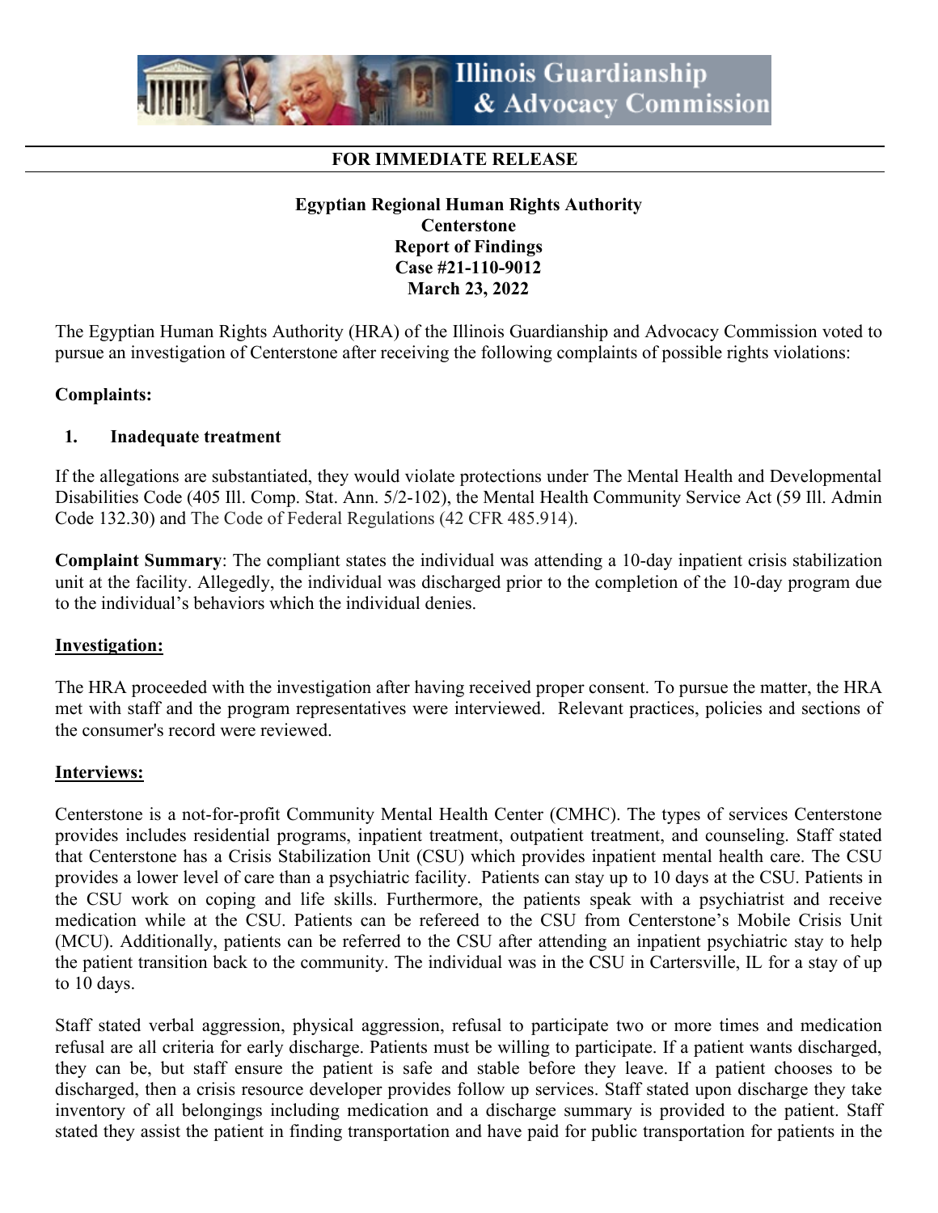# Illinois Guardianship & Advocacy Commission

**FOR IMMEDIATE RELEASE**

**Egyptian Regional Human Rights Authority**
**Centerstone**
**Report of Findings**
**Case #21-110-9012**
**March 23, 2022**

The Egyptian Human Rights Authority (HRA) of the Illinois Guardianship and Advocacy Commission voted to pursue an investigation of Centerstone after receiving the following complaints of possible rights violations:

**Complaints:**

1. **Inadequate treatment**

If the allegations are substantiated, they would violate protections under The Mental Health and Developmental Disabilities Code (405 Ill. Comp. Stat. Ann. 5/2-102), the Mental Health Community Service Act (59 Ill. Admin Code 132.30) and The Code of Federal Regulations (42 CFR 485.914).

**Complaint Summary**: The compliant states the individual was attending a 10-day inpatient crisis stabilization unit at the facility. Allegedly, the individual was discharged prior to the completion of the 10-day program due to the individual's behaviors which the individual denies.

## Investigation:

The HRA proceeded with the investigation after having received proper consent. To pursue the matter, the HRA met with staff and the program representatives were interviewed. Relevant practices, policies and sections of the consumer's record were reviewed.

## Interviews:

Centerstone is a not-for-profit Community Mental Health Center (CMHC). The types of services Centerstone provides includes residential programs, inpatient treatment, outpatient treatment, and counseling. Staff stated that Centerstone has a Crisis Stabilization Unit (CSU) which provides inpatient mental health care. The CSU provides a lower level of care than a psychiatric facility. Patients can stay up to 10 days at the CSU. Patients in the CSU work on coping and life skills. Furthermore, the patients speak with a psychiatrist and receive medication while at the CSU. Patients can be refereed to the CSU from Centerstone's Mobile Crisis Unit (MCU). Additionally, patients can be referred to the CSU after attending an inpatient psychiatric stay to help the patient transition back to the community. The individual was in the CSU in Cartersville, IL for a stay of up to 10 days.

Staff stated verbal aggression, physical aggression, refusal to participate two or more times and medication refusal are all criteria for early discharge. Patients must be willing to participate. If a patient wants discharged, they can be, but staff ensure the patient is safe and stable before they leave. If a patient chooses to be discharged, then a crisis resource developer provides follow up services. Staff stated upon discharge they take inventory of all belongings including medication and a discharge summary is provided to the patient. Staff stated they assist the patient in finding transportation and have paid for public transportation for patients in the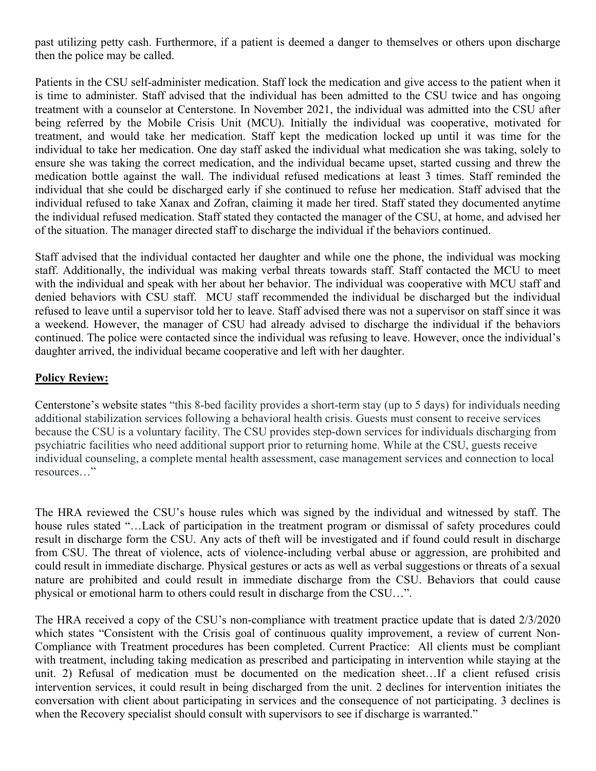past utilizing petty cash. Furthermore, if a patient is deemed a danger to themselves or others upon discharge then the police may be called.

Patients in the CSU self-administer medication. Staff lock the medication and give access to the patient when it is time to administer. Staff advised that the individual has been admitted to the CSU twice and has ongoing treatment with a counselor at Centerstone. In November 2021, the individual was admitted into the CSU after being referred by the Mobile Crisis Unit (MCU). Initially the individual was cooperative, motivated for treatment, and would take her medication. Staff kept the medication locked up until it was time for the individual to take her medication. One day staff asked the individual what medication she was taking, solely to ensure she was taking the correct medication, and the individual became upset, started cussing and threw the medication bottle against the wall. The individual refused medications at least 3 times. Staff reminded the individual that she could be discharged early if she continued to refuse her medication. Staff advised that the individual refused to take Xanax and Zofran, claiming it made her tired. Staff stated they documented anytime the individual refused medication. Staff stated they contacted the manager of the CSU, at home, and advised her of the situation. The manager directed staff to discharge the individual if the behaviors continued.

Staff advised that the individual contacted her daughter and while one the phone, the individual was mocking staff. Additionally, the individual was making verbal threats towards staff. Staff contacted the MCU to meet with the individual and speak with her about her behavior. The individual was cooperative with MCU staff and denied behaviors with CSU staff. MCU staff recommended the individual be discharged but the individual refused to leave until a supervisor told her to leave. Staff advised there was not a supervisor on staff since it was a weekend. However, the manager of CSU had already advised to discharge the individual if the behaviors continued. The police were contacted since the individual was refusing to leave. However, once the individual's daughter arrived, the individual became cooperative and left with her daughter.

**Policy Review:**

Centerstone's website states "this 8-bed facility provides a short-term stay (up to 5 days) for individuals needing additional stabilization services following a behavioral health crisis. Guests must consent to receive services because the CSU is a voluntary facility. The CSU provides step-down services for individuals discharging from psychiatric facilities who need additional support prior to returning home. While at the CSU, guests receive individual counseling, a complete mental health assessment, case management services and connection to local resources…"

The HRA reviewed the CSU's house rules which was signed by the individual and witnessed by staff. The house rules stated "…Lack of participation in the treatment program or dismissal of safety procedures could result in discharge form the CSU. Any acts of theft will be investigated and if found could result in discharge from CSU. The threat of violence, acts of violence-including verbal abuse or aggression, are prohibited and could result in immediate discharge. Physical gestures or acts as well as verbal suggestions or threats of a sexual nature are prohibited and could result in immediate discharge from the CSU. Behaviors that could cause physical or emotional harm to others could result in discharge from the CSU…".

The HRA received a copy of the CSU's non-compliance with treatment practice update that is dated 2/3/2020 which states "Consistent with the Crisis goal of continuous quality improvement, a review of current Non-Compliance with Treatment procedures has been completed. Current Practice: All clients must be compliant with treatment, including taking medication as prescribed and participating in intervention while staying at the unit. 2) Refusal of medication must be documented on the medication sheet…If a client refused crisis intervention services, it could result in being discharged from the unit. 2 declines for intervention initiates the conversation with client about participating in services and the consequence of not participating. 3 declines is when the Recovery specialist should consult with supervisors to see if discharge is warranted."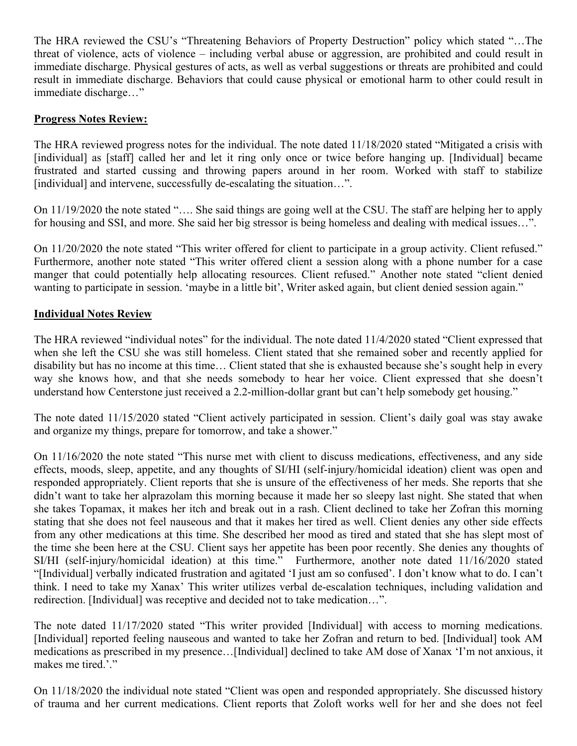The HRA reviewed the CSU's "Threatening Behaviors of Property Destruction" policy which stated "…The threat of violence, acts of violence – including verbal abuse or aggression, are prohibited and could result in immediate discharge. Physical gestures of acts, as well as verbal suggestions or threats are prohibited and could result in immediate discharge. Behaviors that could cause physical or emotional harm to other could result in immediate discharge…"

**Progress Notes Review:**

The HRA reviewed progress notes for the individual. The note dated 11/18/2020 stated "Mitigated a crisis with [individual] as [staff] called her and let it ring only once or twice before hanging up. [Individual] became frustrated and started cussing and throwing papers around in her room. Worked with staff to stabilize [individual] and intervene, successfully de-escalating the situation…".

On 11/19/2020 the note stated "…. She said things are going well at the CSU. The staff are helping her to apply for housing and SSI, and more. She said her big stressor is being homeless and dealing with medical issues…".

On 11/20/2020 the note stated "This writer offered for client to participate in a group activity. Client refused." Furthermore, another note stated "This writer offered client a session along with a phone number for a case manger that could potentially help allocating resources. Client refused." Another note stated "client denied wanting to participate in session. 'maybe in a little bit', Writer asked again, but client denied session again."

**Individual Notes Review**

The HRA reviewed "individual notes" for the individual. The note dated 11/4/2020 stated "Client expressed that when she left the CSU she was still homeless. Client stated that she remained sober and recently applied for disability but has no income at this time… Client stated that she is exhausted because she's sought help in every way she knows how, and that she needs somebody to hear her voice. Client expressed that she doesn't understand how Centerstone just received a 2.2-million-dollar grant but can't help somebody get housing."

The note dated 11/15/2020 stated "Client actively participated in session. Client's daily goal was stay awake and organize my things, prepare for tomorrow, and take a shower."

On 11/16/2020 the note stated "This nurse met with client to discuss medications, effectiveness, and any side effects, moods, sleep, appetite, and any thoughts of SI/HI (self-injury/homicidal ideation) client was open and responded appropriately. Client reports that she is unsure of the effectiveness of her meds. She reports that she didn't want to take her alprazolam this morning because it made her so sleepy last night. She stated that when she takes Topamax, it makes her itch and break out in a rash. Client declined to take her Zofran this morning stating that she does not feel nauseous and that it makes her tired as well. Client denies any other side effects from any other medications at this time. She described her mood as tired and stated that she has slept most of the time she been here at the CSU. Client says her appetite has been poor recently. She denies any thoughts of SI/HI (self-injury/homicidal ideation) at this time." Furthermore, another note dated 11/16/2020 stated "[Individual] verbally indicated frustration and agitated 'I just am so confused'. I don't know what to do. I can't think. I need to take my Xanax' This writer utilizes verbal de-escalation techniques, including validation and redirection. [Individual] was receptive and decided not to take medication…".

The note dated 11/17/2020 stated "This writer provided [Individual] with access to morning medications. [Individual] reported feeling nauseous and wanted to take her Zofran and return to bed. [Individual] took AM medications as prescribed in my presence…[Individual] declined to take AM dose of Xanax 'I'm not anxious, it makes me tired.'."

On 11/18/2020 the individual note stated "Client was open and responded appropriately. She discussed history of trauma and her current medications. Client reports that Zoloft works well for her and she does not feel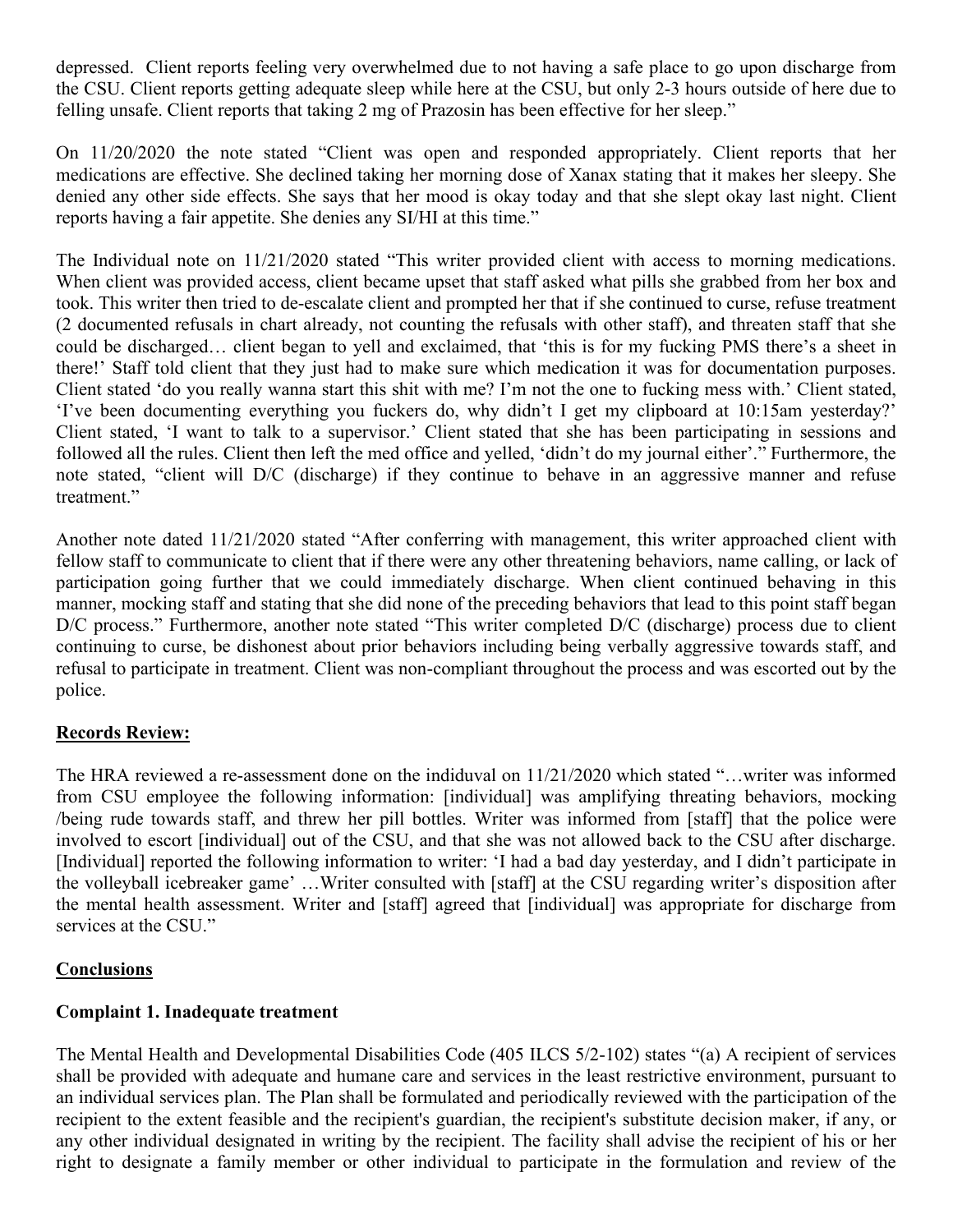depressed. Client reports feeling very overwhelmed due to not having a safe place to go upon discharge from the CSU. Client reports getting adequate sleep while here at the CSU, but only 2-3 hours outside of here due to felling unsafe. Client reports that taking 2 mg of Prazosin has been effective for her sleep."

On 11/20/2020 the note stated "Client was open and responded appropriately. Client reports that her medications are effective. She declined taking her morning dose of Xanax stating that it makes her sleepy. She denied any other side effects. She says that her mood is okay today and that she slept okay last night. Client reports having a fair appetite. She denies any SI/HI at this time."

The Individual note on 11/21/2020 stated "This writer provided client with access to morning medications. When client was provided access, client became upset that staff asked what pills she grabbed from her box and took. This writer then tried to de-escalate client and prompted her that if she continued to curse, refuse treatment (2 documented refusals in chart already, not counting the refusals with other staff), and threaten staff that she could be discharged… client began to yell and exclaimed, that 'this is for my fucking PMS there's a sheet in there!' Staff told client that they just had to make sure which medication it was for documentation purposes. Client stated 'do you really wanna start this shit with me? I'm not the one to fucking mess with.' Client stated, 'I've been documenting everything you fuckers do, why didn't I get my clipboard at 10:15am yesterday?' Client stated, 'I want to talk to a supervisor.' Client stated that she has been participating in sessions and followed all the rules. Client then left the med office and yelled, 'didn't do my journal either'." Furthermore, the note stated, "client will D/C (discharge) if they continue to behave in an aggressive manner and refuse treatment."

Another note dated 11/21/2020 stated "After conferring with management, this writer approached client with fellow staff to communicate to client that if there were any other threatening behaviors, name calling, or lack of participation going further that we could immediately discharge. When client continued behaving in this manner, mocking staff and stating that she did none of the preceding behaviors that lead to this point staff began D/C process." Furthermore, another note stated "This writer completed D/C (discharge) process due to client continuing to curse, be dishonest about prior behaviors including being verbally aggressive towards staff, and refusal to participate in treatment. Client was non-compliant throughout the process and was escorted out by the police.

## Records Review:

The HRA reviewed a re-assessment done on the indiduval on 11/21/2020 which stated "…writer was informed from CSU employee the following information: [individual] was amplifying threating behaviors, mocking /being rude towards staff, and threw her pill bottles. Writer was informed from [staff] that the police were involved to escort [individual] out of the CSU, and that she was not allowed back to the CSU after discharge. [Individual] reported the following information to writer: 'I had a bad day yesterday, and I didn't participate in the volleyball icebreaker game' …Writer consulted with [staff] at the CSU regarding writer's disposition after the mental health assessment. Writer and [staff] agreed that [individual] was appropriate for discharge from services at the CSU."

## Conclusions

### Complaint 1. Inadequate treatment

The Mental Health and Developmental Disabilities Code (405 ILCS 5/2-102) states "(a) A recipient of services shall be provided with adequate and humane care and services in the least restrictive environment, pursuant to an individual services plan. The Plan shall be formulated and periodically reviewed with the participation of the recipient to the extent feasible and the recipient's guardian, the recipient's substitute decision maker, if any, or any other individual designated in writing by the recipient. The facility shall advise the recipient of his or her right to designate a family member or other individual to participate in the formulation and review of the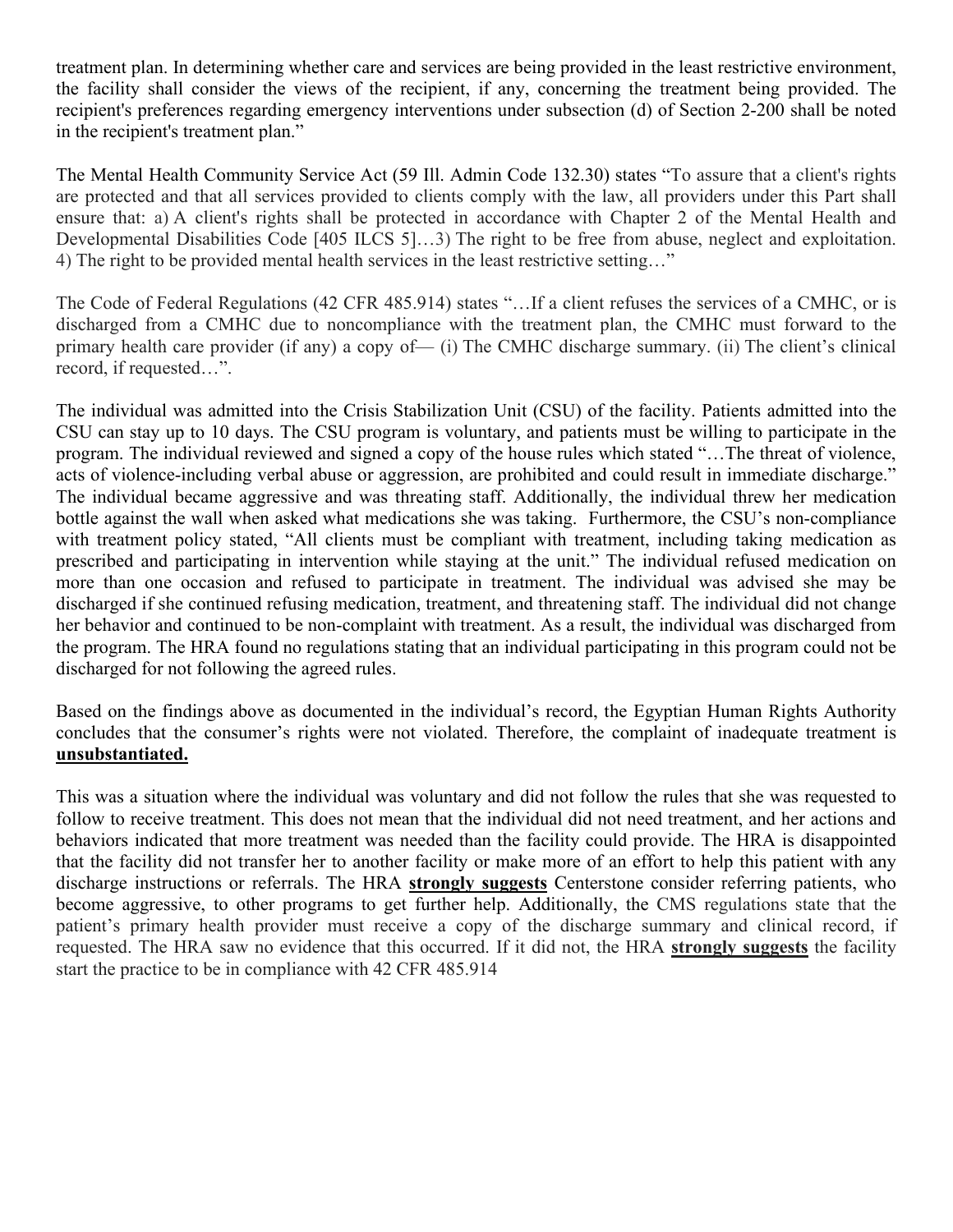treatment plan. In determining whether care and services are being provided in the least restrictive environment, the facility shall consider the views of the recipient, if any, concerning the treatment being provided. The recipient's preferences regarding emergency interventions under subsection (d) of Section 2-200 shall be noted in the recipient's treatment plan."

The Mental Health Community Service Act (59 Ill. Admin Code 132.30) states "To assure that a client's rights are protected and that all services provided to clients comply with the law, all providers under this Part shall ensure that: a) A client's rights shall be protected in accordance with Chapter 2 of the Mental Health and Developmental Disabilities Code [405 ILCS 5]…3) The right to be free from abuse, neglect and exploitation. 4) The right to be provided mental health services in the least restrictive setting…"

The Code of Federal Regulations (42 CFR 485.914) states "…If a client refuses the services of a CMHC, or is discharged from a CMHC due to noncompliance with the treatment plan, the CMHC must forward to the primary health care provider (if any) a copy of— (i) The CMHC discharge summary. (ii) The client's clinical record, if requested…".

The individual was admitted into the Crisis Stabilization Unit (CSU) of the facility. Patients admitted into the CSU can stay up to 10 days. The CSU program is voluntary, and patients must be willing to participate in the program. The individual reviewed and signed a copy of the house rules which stated "…The threat of violence, acts of violence-including verbal abuse or aggression, are prohibited and could result in immediate discharge." The individual became aggressive and was threating staff. Additionally, the individual threw her medication bottle against the wall when asked what medications she was taking. Furthermore, the CSU's non-compliance with treatment policy stated, "All clients must be compliant with treatment, including taking medication as prescribed and participating in intervention while staying at the unit." The individual refused medication on more than one occasion and refused to participate in treatment. The individual was advised she may be discharged if she continued refusing medication, treatment, and threatening staff. The individual did not change her behavior and continued to be non-complaint with treatment. As a result, the individual was discharged from the program. The HRA found no regulations stating that an individual participating in this program could not be discharged for not following the agreed rules.

Based on the findings above as documented in the individual's record, the Egyptian Human Rights Authority concludes that the consumer's rights were not violated. Therefore, the complaint of inadequate treatment is **unsubstantiated.**

This was a situation where the individual was voluntary and did not follow the rules that she was requested to follow to receive treatment. This does not mean that the individual did not need treatment, and her actions and behaviors indicated that more treatment was needed than the facility could provide. The HRA is disappointed that the facility did not transfer her to another facility or make more of an effort to help this patient with any discharge instructions or referrals. The HRA **strongly suggests** Centerstone consider referring patients, who become aggressive, to other programs to get further help. Additionally, the CMS regulations state that the patient's primary health provider must receive a copy of the discharge summary and clinical record, if requested. The HRA saw no evidence that this occurred. If it did not, the HRA **strongly suggests** the facility start the practice to be in compliance with 42 CFR 485.914